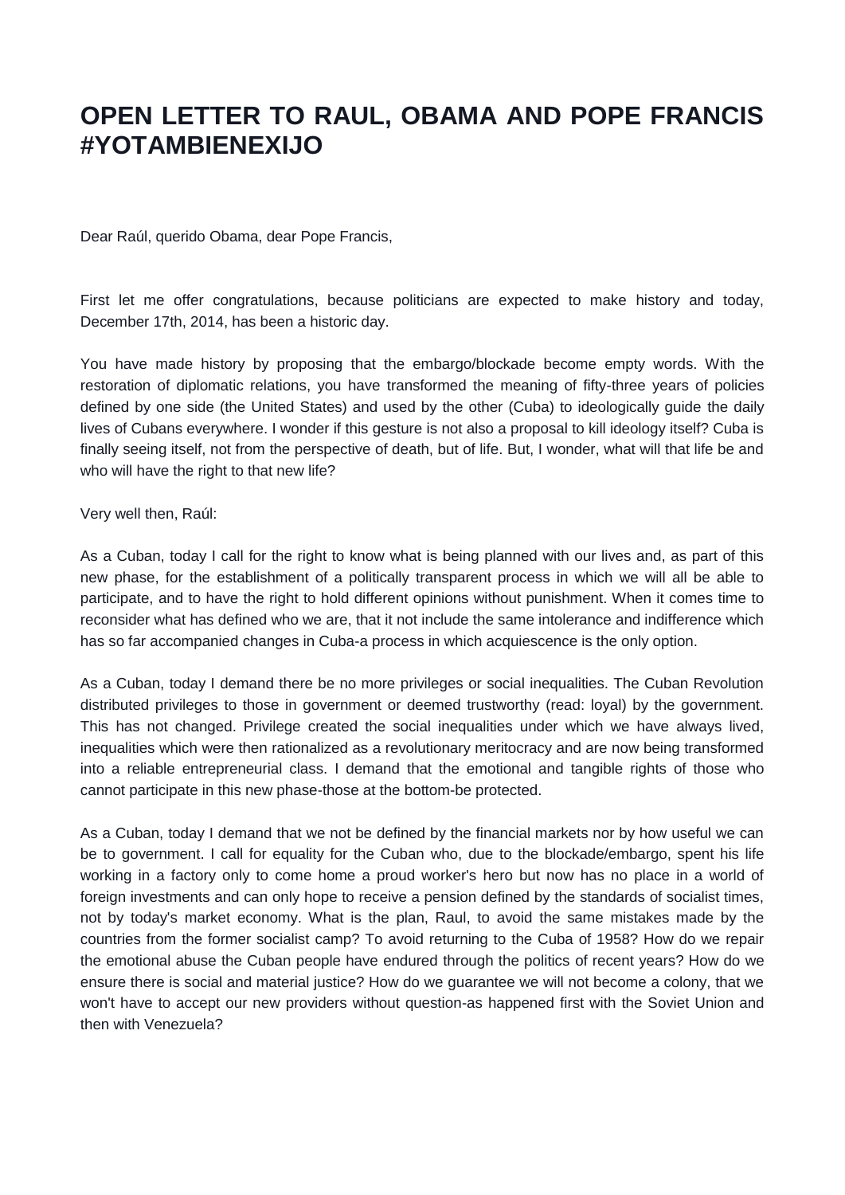# OPEN LETTER TO RAUL, OBAMA AND POPE FRANCIS #YOTAMBIENEXIJO

Dear Raúl, querido Obama, dear Pope Francis,

First let me offer congratulations, because politicians are expected to make history and today, December 17th, 2014, has been a historic day.

You have made history by proposing that the embargo/blockade become empty words. With the restoration of diplomatic relations, you have transformed the meaning of fifty-three years of policies defined by one side (the United States) and used by the other (Cuba) to ideologically guide the daily lives of Cubans everywhere. I wonder if this gesture is not also a proposal to kill ideology itself? Cuba is finally seeing itself, not from the perspective of death, but of life. But, I wonder, what will that life be and who will have the right to that new life?

Very well then, Raúl:

As a Cuban, today I call for the right to know what is being planned with our lives and, as part of this new phase, for the establishment of a politically transparent process in which we will all be able to participate, and to have the right to hold different opinions without punishment. When it comes time to reconsider what has defined who we are, that it not include the same intolerance and indifference which has so far accompanied changes in Cuba-a process in which acquiescence is the only option.

As a Cuban, today I demand there be no more privileges or social inequalities. The Cuban Revolution distributed privileges to those in government or deemed trustworthy (read: loyal) by the government. This has not changed. Privilege created the social inequalities under which we have always lived, inequalities which were then rationalized as a revolutionary meritocracy and are now being transformed into a reliable entrepreneurial class. I demand that the emotional and tangible rights of those who cannot participate in this new phase-those at the bottom-be protected.

As a Cuban, today I demand that we not be defined by the financial markets nor by how useful we can be to government. I call for equality for the Cuban who, due to the blockade/embargo, spent his life working in a factory only to come home a proud worker's hero but now has no place in a world of foreign investments and can only hope to receive a pension defined by the standards of socialist times, not by today's market economy. What is the plan, Raul, to avoid the same mistakes made by the countries from the former socialist camp? To avoid returning to the Cuba of 1958? How do we repair the emotional abuse the Cuban people have endured through the politics of recent years? How do we ensure there is social and material justice? How do we guarantee we will not become a colony, that we won't have to accept our new providers without question-as happened first with the Soviet Union and then with Venezuela?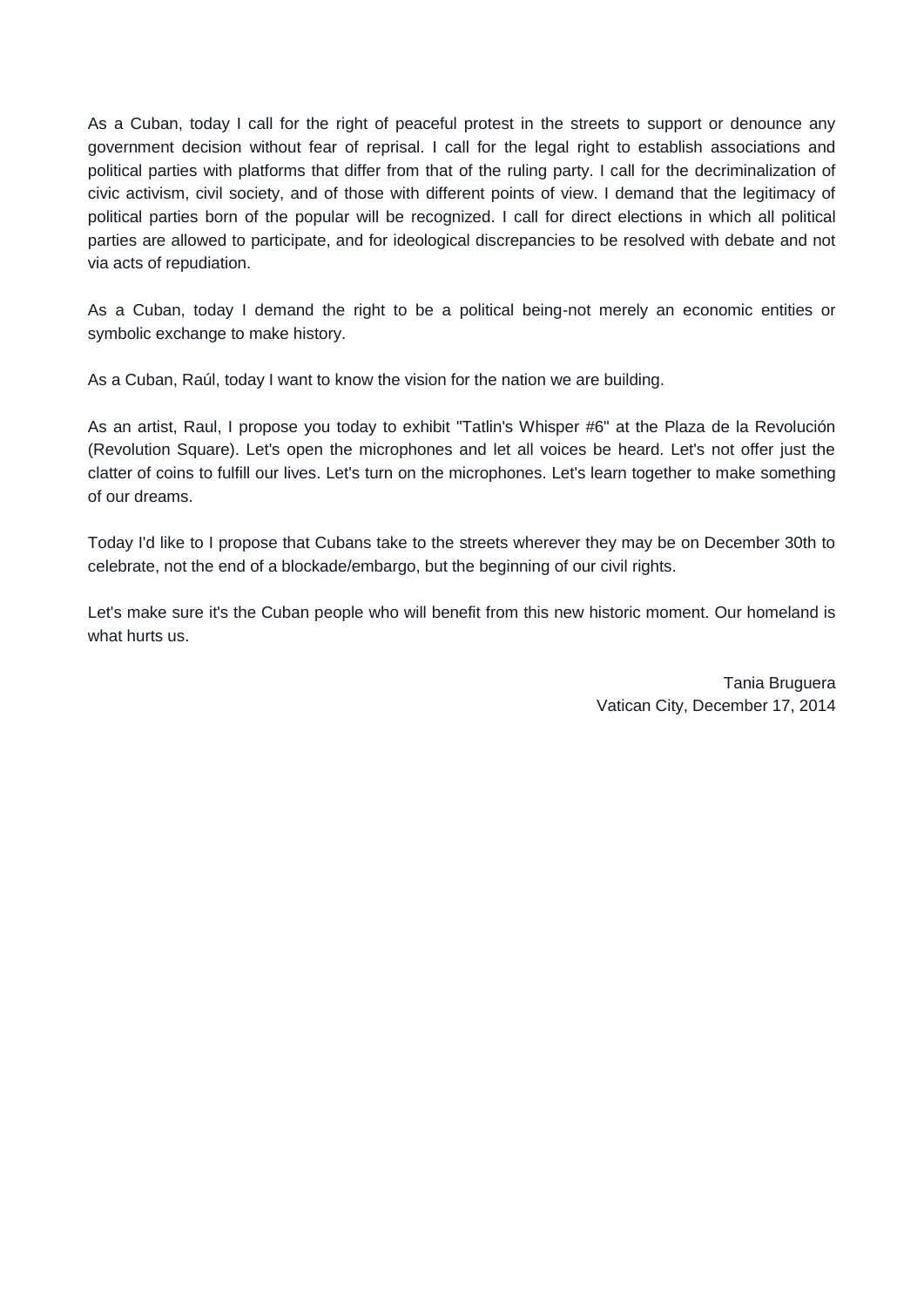As a Cuban, today I call for the right of peaceful protest in the streets to support or denounce any government decision without fear of reprisal. I call for the legal right to establish associations and political parties with platforms that differ from that of the ruling party. I call for the decriminalization of civic activism, civil society, and of those with different points of view. I demand that the legitimacy of political parties born of the popular will be recognized. I call for direct elections in which all political parties are allowed to participate, and for ideological discrepancies to be resolved with debate and not via acts of repudiation.

As a Cuban, today I demand the right to be a political being-not merely an economic entities or symbolic exchange to make history.

As a Cuban, Raúl, today I want to know the vision for the nation we are building.

As an artist, Raul, I propose you today to exhibit "Tatlin's Whisper #6" at the Plaza de la Revolución (Revolution Square). Let's open the microphones and let all voices be heard. Let's not offer just the clatter of coins to fulfill our lives. Let's turn on the microphones. Let's learn together to make something of our dreams.

Today I'd like to I propose that Cubans take to the streets wherever they may be on December 30th to celebrate, not the end of a blockade/embargo, but the beginning of our civil rights.

Let's make sure it's the Cuban people who will benefit from this new historic moment. Our homeland is what hurts us.

Tania Bruguera
Vatican City, December 17, 2014